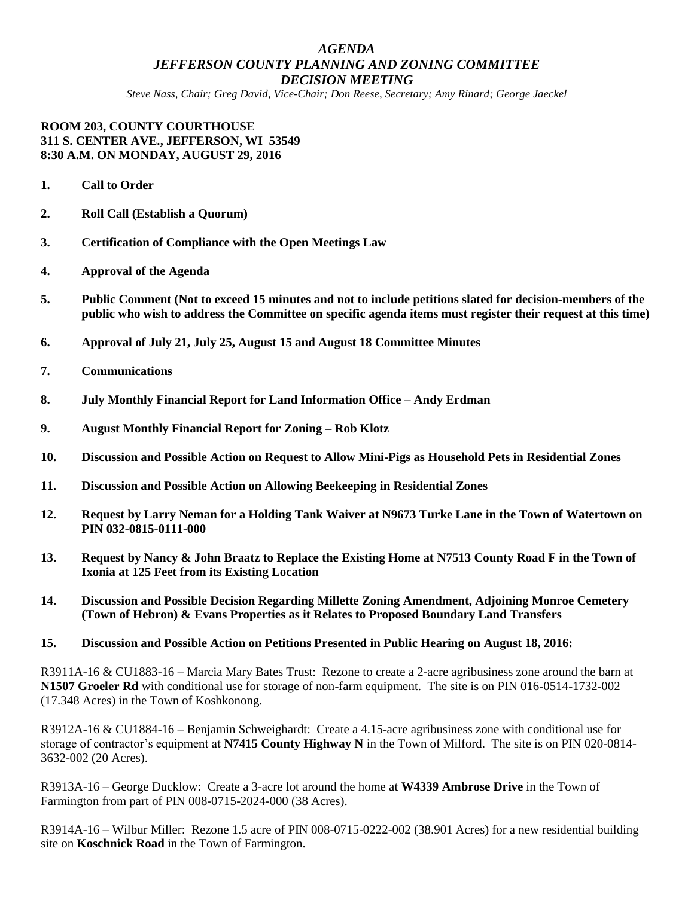# *AGENDA*
# *JEFFERSON COUNTY PLANNING AND ZONING COMMITTEE*
# *DECISION MEETING*

*Steve Nass, Chair; Greg David, Vice-Chair; Don Reese, Secretary; Amy Rinard; George Jaeckel*

**ROOM 203, COUNTY COURTHOUSE**
**311 S. CENTER AVE., JEFFERSON, WI 53549**
**8:30 A.M. ON MONDAY, AUGUST 29, 2016**

1. **Call to Order**
2. **Roll Call (Establish a Quorum)**
3. **Certification of Compliance with the Open Meetings Law**
4. **Approval of the Agenda**
5. **Public Comment (Not to exceed 15 minutes and not to include petitions slated for decision-members of the public who wish to address the Committee on specific agenda items must register their request at this time)**
6. **Approval of July 21, July 25, August 15 and August 18 Committee Minutes**
7. **Communications**
8. **July Monthly Financial Report for Land Information Office – Andy Erdman**
9. **August Monthly Financial Report for Zoning – Rob Klotz**
10. **Discussion and Possible Action on Request to Allow Mini-Pigs as Household Pets in Residential Zones**
11. **Discussion and Possible Action on Allowing Beekeeping in Residential Zones**
12. **Request by Larry Neman for a Holding Tank Waiver at N9673 Turke Lane in the Town of Watertown on PIN 032-0815-0111-000**
13. **Request by Nancy & John Braatz to Replace the Existing Home at N7513 County Road F in the Town of Ixonia at 125 Feet from its Existing Location**
14. **Discussion and Possible Decision Regarding Millette Zoning Amendment, Adjoining Monroe Cemetery (Town of Hebron) & Evans Properties as it Relates to Proposed Boundary Land Transfers**
15. **Discussion and Possible Action on Petitions Presented in Public Hearing on August 18, 2016:**

R3911A-16 & CU1883-16 – Marcia Mary Bates Trust: Rezone to create a 2-acre agribusiness zone around the barn at **N1507 Groeler Rd** with conditional use for storage of non-farm equipment. The site is on PIN 016-0514-1732-002 (17.348 Acres) in the Town of Koshkonong.

R3912A-16 & CU1884-16 – Benjamin Schweighardt: Create a 4.15-acre agribusiness zone with conditional use for storage of contractor's equipment at **N7415 County Highway N** in the Town of Milford. The site is on PIN 020-0814-3632-002 (20 Acres).

R3913A-16 – George Ducklow: Create a 3-acre lot around the home at **W4339 Ambrose Drive** in the Town of Farmington from part of PIN 008-0715-2024-000 (38 Acres).

R3914A-16 – Wilbur Miller: Rezone 1.5 acre of PIN 008-0715-0222-002 (38.901 Acres) for a new residential building site on **Koschnick Road** in the Town of Farmington.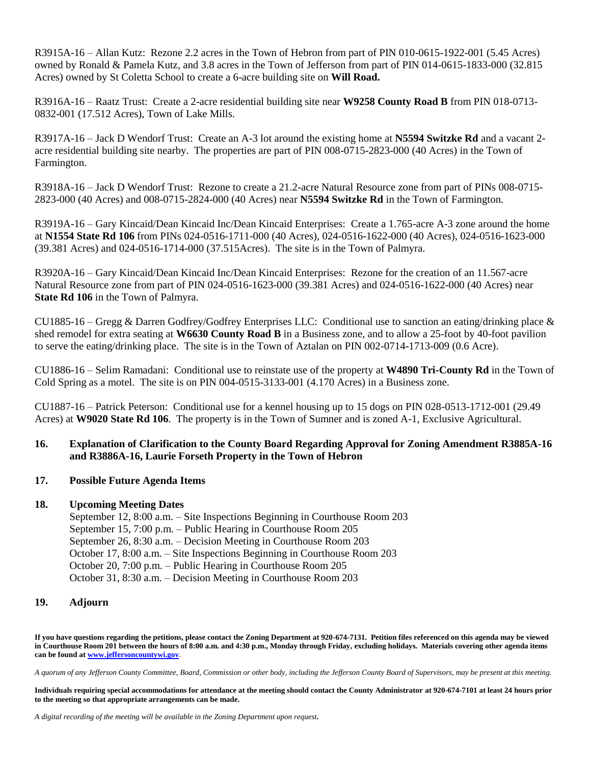R3915A-16 – Allan Kutz: Rezone 2.2 acres in the Town of Hebron from part of PIN 010-0615-1922-001 (5.45 Acres) owned by Ronald & Pamela Kutz, and 3.8 acres in the Town of Jefferson from part of PIN 014-0615-1833-000 (32.815 Acres) owned by St Coletta School to create a 6-acre building site on **Will Road.**

R3916A-16 – Raatz Trust: Create a 2-acre residential building site near **W9258 County Road B** from PIN 018-0713-0832-001 (17.512 Acres), Town of Lake Mills.

R3917A-16 – Jack D Wendorf Trust: Create an A-3 lot around the existing home at **N5594 Switzke Rd** and a vacant 2-acre residential building site nearby. The properties are part of PIN 008-0715-2823-000 (40 Acres) in the Town of Farmington.

R3918A-16 – Jack D Wendorf Trust: Rezone to create a 21.2-acre Natural Resource zone from part of PINs 008-0715-2823-000 (40 Acres) and 008-0715-2824-000 (40 Acres) near **N5594 Switzke Rd** in the Town of Farmington.

R3919A-16 – Gary Kincaid/Dean Kincaid Inc/Dean Kincaid Enterprises: Create a 1.765-acre A-3 zone around the home at **N1554 State Rd 106** from PINs 024-0516-1711-000 (40 Acres), 024-0516-1622-000 (40 Acres), 024-0516-1623-000 (39.381 Acres) and 024-0516-1714-000 (37.515Acres). The site is in the Town of Palmyra.

R3920A-16 – Gary Kincaid/Dean Kincaid Inc/Dean Kincaid Enterprises: Rezone for the creation of an 11.567-acre Natural Resource zone from part of PIN 024-0516-1623-000 (39.381 Acres) and 024-0516-1622-000 (40 Acres) near **State Rd 106** in the Town of Palmyra.

CU1885-16 – Gregg & Darren Godfrey/Godfrey Enterprises LLC: Conditional use to sanction an eating/drinking place & shed remodel for extra seating at **W6630 County Road B** in a Business zone, and to allow a 25-foot by 40-foot pavilion to serve the eating/drinking place. The site is in the Town of Aztalan on PIN 002-0714-1713-009 (0.6 Acre).

CU1886-16 – Selim Ramadani: Conditional use to reinstate use of the property at **W4890 Tri-County Rd** in the Town of Cold Spring as a motel. The site is on PIN 004-0515-3133-001 (4.170 Acres) in a Business zone.

CU1887-16 – Patrick Peterson: Conditional use for a kennel housing up to 15 dogs on PIN 028-0513-1712-001 (29.49 Acres) at **W9020 State Rd 106**. The property is in the Town of Sumner and is zoned A-1, Exclusive Agricultural.

**16. Explanation of Clarification to the County Board Regarding Approval for Zoning Amendment R3885A-16 and R3886A-16, Laurie Forseth Property in the Town of Hebron**

**17. Possible Future Agenda Items**

**18. Upcoming Meeting Dates**

September 12, 8:00 a.m. – Site Inspections Beginning in Courthouse Room 203
September 15, 7:00 p.m. – Public Hearing in Courthouse Room 205
September 26, 8:30 a.m. – Decision Meeting in Courthouse Room 203
October 17, 8:00 a.m. – Site Inspections Beginning in Courthouse Room 203
October 20, 7:00 p.m. – Public Hearing in Courthouse Room 205
October 31, 8:30 a.m. – Decision Meeting in Courthouse Room 203

**19. Adjourn**

**If you have questions regarding the petitions, please contact the Zoning Department at 920-674-7131. Petition files referenced on this agenda may be viewed in Courthouse Room 201 between the hours of 8:00 a.m. and 4:30 p.m., Monday through Friday, excluding holidays. Materials covering other agenda items can be found at [www.jeffersoncountywi.gov](http://www.jeffersoncountywi.gov).**

*A quorum of any Jefferson County Committee, Board, Commission or other body, including the Jefferson County Board of Supervisors, may be present at this meeting.*

**Individuals requiring special accommodations for attendance at the meeting should contact the County Administrator at 920-674-7101 at least 24 hours prior to the meeting so that appropriate arrangements can be made.**

*A digital recording of the meeting will be available in the Zoning Department upon request.*